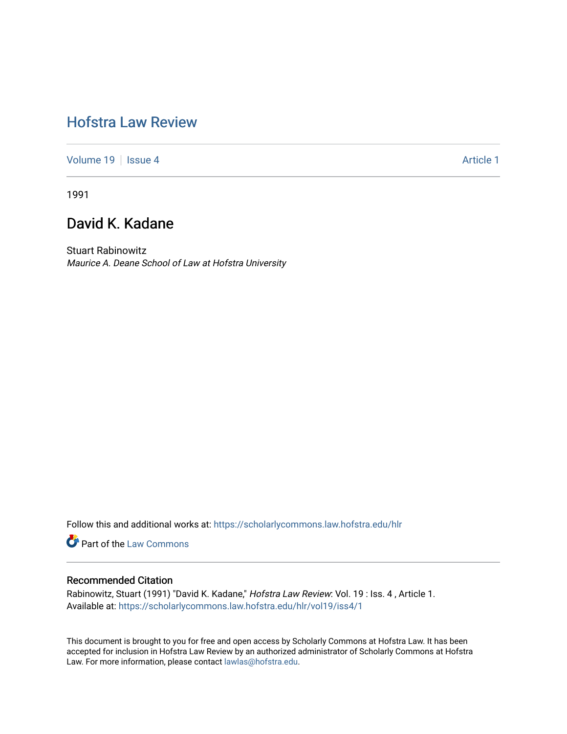# Hofstra Law Review

Volume 19 | Issue 4 Article 1

1991

## David K. Kadane

Stuart Rabinowitz
*Maurice A. Deane School of Law at Hofstra University*

Follow this and additional works at: https://scholarlycommons.law.hofstra.edu/hlr

Part of the Law Commons

### Recommended Citation

Rabinowitz, Stuart (1991) "David K. Kadane," *Hofstra Law Review*: Vol. 19 : Iss. 4 , Article 1.
Available at: https://scholarlycommons.law.hofstra.edu/hlr/vol19/iss4/1

This document is brought to you for free and open access by Scholarly Commons at Hofstra Law. It has been accepted for inclusion in Hofstra Law Review by an authorized administrator of Scholarly Commons at Hofstra Law. For more information, please contact lawlas@hofstra.edu.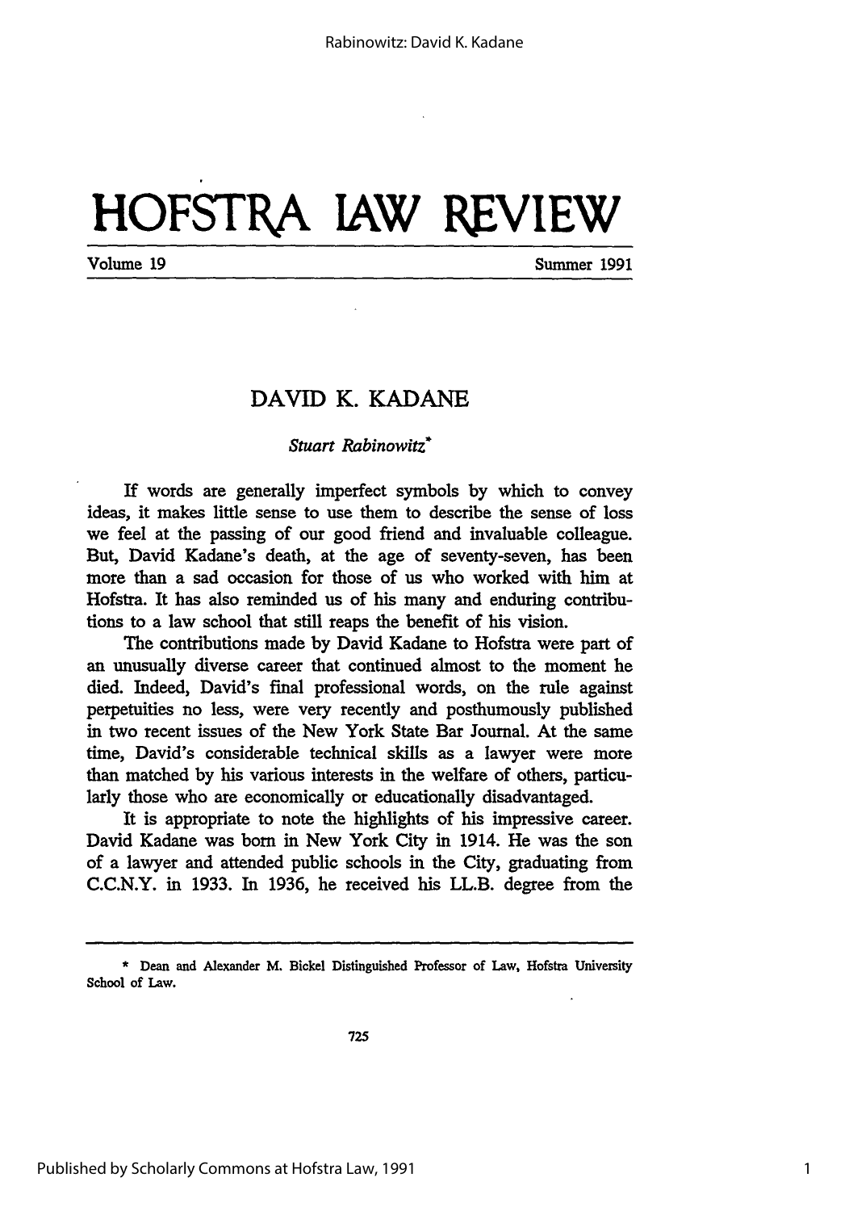# HOFSTRA LAW REVIEW

Volume 19 Summer 1991

## DAVID K. KADANE

*Stuart Rabinowitz*\*

If words are generally imperfect symbols by which to convey ideas, it makes little sense to use them to describe the sense of loss we feel at the passing of our good friend and invaluable colleague. But, David Kadane's death, at the age of seventy-seven, has been more than a sad occasion for those of us who worked with him at Hofstra. It has also reminded us of his many and enduring contributions to a law school that still reaps the benefit of his vision.

The contributions made by David Kadane to Hofstra were part of an unusually diverse career that continued almost to the moment he died. Indeed, David's final professional words, on the rule against perpetuities no less, were very recently and posthumously published in two recent issues of the New York State Bar Journal. At the same time, David's considerable technical skills as a lawyer were more than matched by his various interests in the welfare of others, particularly those who are economically or educationally disadvantaged.

It is appropriate to note the highlights of his impressive career. David Kadane was born in New York City in 1914. He was the son of a lawyer and attended public schools in the City, graduating from C.C.N.Y. in 1933. In 1936, he received his LL.B. degree from the

\* Dean and Alexander M. Bickel Distinguished Professor of Law, Hofstra University School of Law.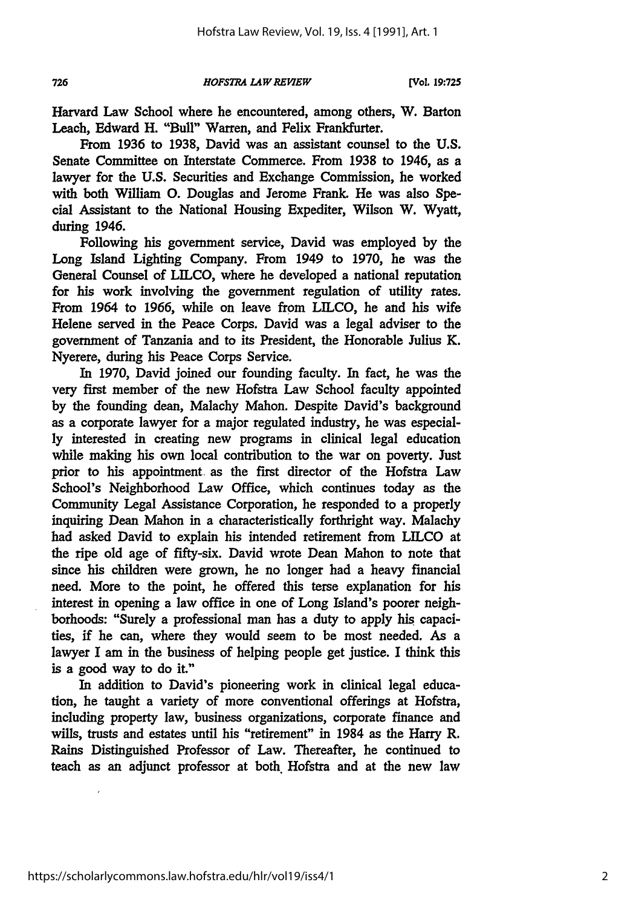Harvard Law School where he encountered, among others, W. Barton Leach, Edward H. "Bull" Warren, and Felix Frankfurter.

From 1936 to 1938, David was an assistant counsel to the U.S. Senate Committee on Interstate Commerce. From 1938 to 1946, as a lawyer for the U.S. Securities and Exchange Commission, he worked with both William O. Douglas and Jerome Frank. He was also Special Assistant to the National Housing Expediter, Wilson W. Wyatt, during 1946.

Following his government service, David was employed by the Long Island Lighting Company. From 1949 to 1970, he was the General Counsel of LILCO, where he developed a national reputation for his work involving the government regulation of utility rates. From 1964 to 1966, while on leave from LILCO, he and his wife Helene served in the Peace Corps. David was a legal adviser to the government of Tanzania and to its President, the Honorable Julius K. Nyerere, during his Peace Corps Service.

In 1970, David joined our founding faculty. In fact, he was the very first member of the new Hofstra Law School faculty appointed by the founding dean, Malachy Mahon. Despite David's background as a corporate lawyer for a major regulated industry, he was especially interested in creating new programs in clinical legal education while making his own local contribution to the war on poverty. Just prior to his appointment as the first director of the Hofstra Law School's Neighborhood Law Office, which continues today as the Community Legal Assistance Corporation, he responded to a properly inquiring Dean Mahon in a characteristically forthright way. Malachy had asked David to explain his intended retirement from LILCO at the ripe old age of fifty-six. David wrote Dean Mahon to note that since his children were grown, he no longer had a heavy financial need. More to the point, he offered this terse explanation for his interest in opening a law office in one of Long Island's poorer neighborhoods: "Surely a professional man has a duty to apply his capacities, if he can, where they would seem to be most needed. As a lawyer I am in the business of helping people get justice. I think this is a good way to do it."

In addition to David's pioneering work in clinical legal education, he taught a variety of more conventional offerings at Hofstra, including property law, business organizations, corporate finance and wills, trusts and estates until his "retirement" in 1984 as the Harry R. Rains Distinguished Professor of Law. Thereafter, he continued to teach as an adjunct professor at both Hofstra and at the new law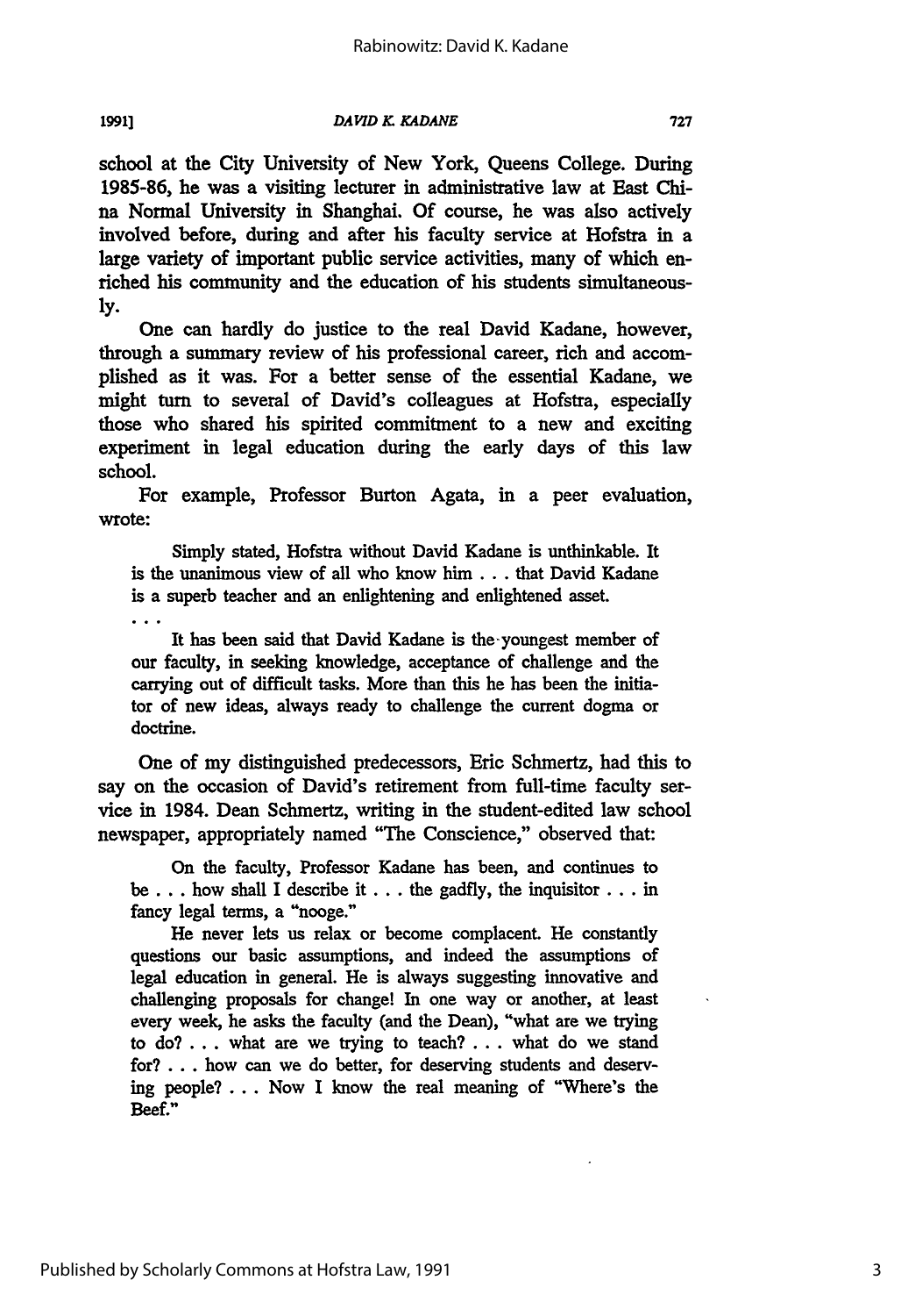school at the City University of New York, Queens College. During 1985-86, he was a visiting lecturer in administrative law at East China Normal University in Shanghai. Of course, he was also actively involved before, during and after his faculty service at Hofstra in a large variety of important public service activities, many of which enriched his community and the education of his students simultaneously.

One can hardly do justice to the real David Kadane, however, through a summary review of his professional career, rich and accomplished as it was. For a better sense of the essential Kadane, we might turn to several of David's colleagues at Hofstra, especially those who shared his spirited commitment to a new and exciting experiment in legal education during the early days of this law school.

For example, Professor Burton Agata, in a peer evaluation, wrote:

> Simply stated, Hofstra without David Kadane is unthinkable. It is the unanimous view of all who know him . . . that David Kadane is a superb teacher and an enlightening and enlightened asset.
>
> . . .
>
> It has been said that David Kadane is the youngest member of our faculty, in seeking knowledge, acceptance of challenge and the carrying out of difficult tasks. More than this he has been the initiator of new ideas, always ready to challenge the current dogma or doctrine.

One of my distinguished predecessors, Eric Schmertz, had this to say on the occasion of David's retirement from full-time faculty service in 1984. Dean Schmertz, writing in the student-edited law school newspaper, appropriately named "The Conscience," observed that:

> On the faculty, Professor Kadane has been, and continues to be . . . how shall I describe it . . . the gadfly, the inquisitor . . . in fancy legal terms, a "nooge."
>
> He never lets us relax or become complacent. He constantly questions our basic assumptions, and indeed the assumptions of legal education in general. He is always suggesting innovative and challenging proposals for change! In one way or another, at least every week, he asks the faculty (and the Dean), "what are we trying to do? . . . what are we trying to teach? . . . what do we stand for? . . . how can we do better, for deserving students and deserving people? . . . Now I know the real meaning of "Where's the Beef."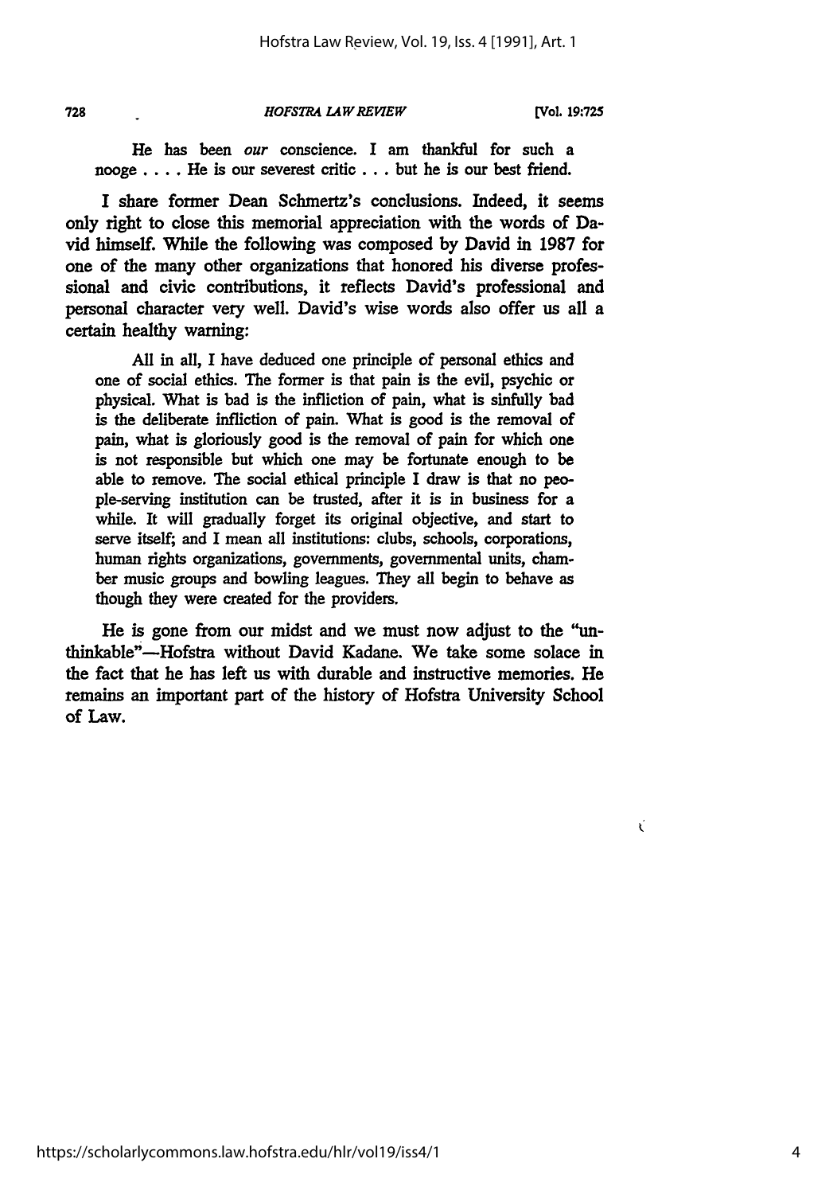He has been *our* conscience. I am thankful for such a nooge . . . . He is our severest critic . . . but he is our best friend.

I share former Dean Schmertz's conclusions. Indeed, it seems only right to close this memorial appreciation with the words of David himself. While the following was composed by David in 1987 for one of the many other organizations that honored his diverse professional and civic contributions, it reflects David's professional and personal character very well. David's wise words also offer us all a certain healthy warning:

> All in all, I have deduced one principle of personal ethics and one of social ethics. The former is that pain is the evil, psychic or physical. What is bad is the infliction of pain, what is sinfully bad is the deliberate infliction of pain. What is good is the removal of pain, what is gloriously good is the removal of pain for which one is not responsible but which one may be fortunate enough to be able to remove. The social ethical principle I draw is that no people-serving institution can be trusted, after it is in business for a while. It will gradually forget its original objective, and start to serve itself; and I mean all institutions: clubs, schools, corporations, human rights organizations, governments, governmental units, chamber music groups and bowling leagues. They all begin to behave as though they were created for the providers.

He is gone from our midst and we must now adjust to the "unthinkable"—Hofstra without David Kadane. We take some solace in the fact that he has left us with durable and instructive memories. He remains an important part of the history of Hofstra University School of Law.